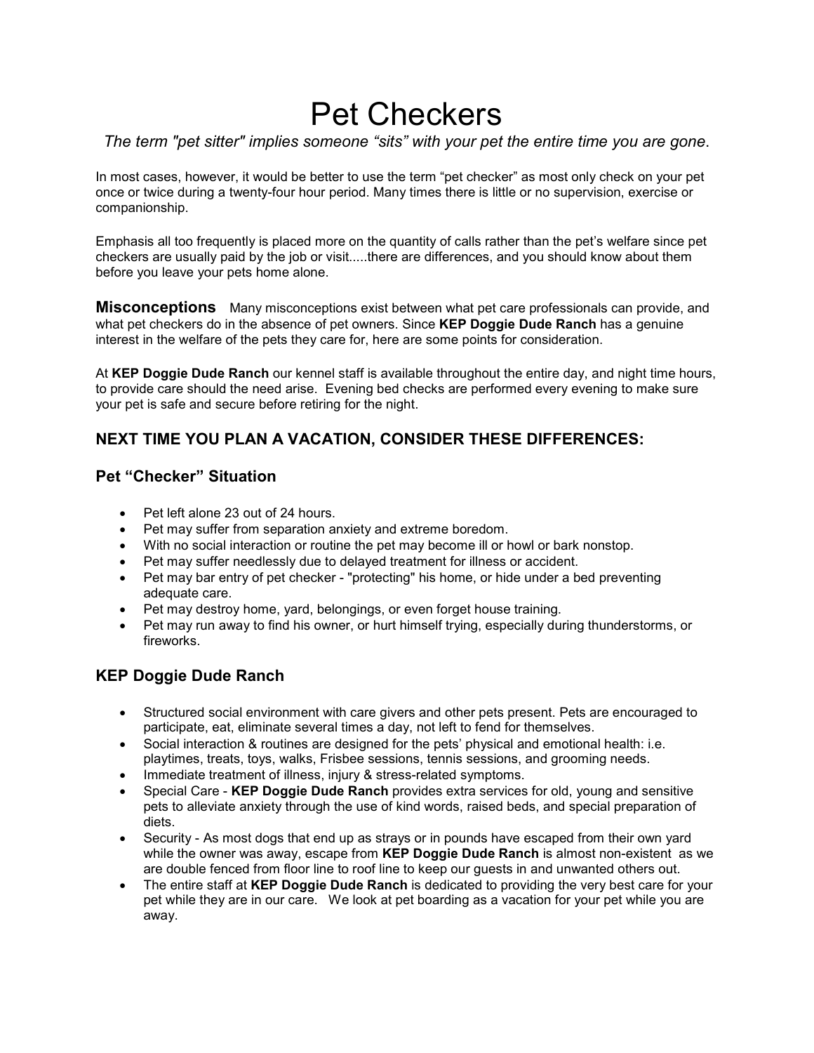# Pet Checkers

*The term "pet sitter" implies someone "sits" with your pet the entire time you are gone.*

In most cases, however, it would be better to use the term "pet checker" as most only check on your pet once or twice during a twenty-four hour period. Many times there is little or no supervision, exercise or companionship.

Emphasis all too frequently is placed more on the quantity of calls rather than the pet's welfare since pet checkers are usually paid by the job or visit.....there are differences, and you should know about them before you leave your pets home alone.

**Misconceptions** Many misconceptions exist between what pet care professionals can provide, and what pet checkers do in the absence of pet owners. Since **KEP Doggie Dude Ranch** has a genuine interest in the welfare of the pets they care for, here are some points for consideration.

At **KEP Doggie Dude Ranch** our kennel staff is available throughout the entire day, and night time hours, to provide care should the need arise. Evening bed checks are performed every evening to make sure your pet is safe and secure before retiring for the night.

## NEXT TIME YOU PLAN A VACATION, CONSIDER THESE DIFFERENCES:

### Pet "Checker" Situation

- Pet left alone 23 out of 24 hours.
- Pet may suffer from separation anxiety and extreme boredom.
- With no social interaction or routine the pet may become ill or howl or bark nonstop.
- Pet may suffer needlessly due to delayed treatment for illness or accident.
- Pet may bar entry of pet checker - "protecting" his home, or hide under a bed preventing adequate care.
- Pet may destroy home, yard, belongings, or even forget house training.
- Pet may run away to find his owner, or hurt himself trying, especially during thunderstorms, or fireworks.

### KEP Doggie Dude Ranch

- Structured social environment with care givers and other pets present. Pets are encouraged to participate, eat, eliminate several times a day, not left to fend for themselves.
- Social interaction & routines are designed for the pets' physical and emotional health: i.e. playtimes, treats, toys, walks, Frisbee sessions, tennis sessions, and grooming needs.
- Immediate treatment of illness, injury & stress-related symptoms.
- Special Care - **KEP Doggie Dude Ranch** provides extra services for old, young and sensitive pets to alleviate anxiety through the use of kind words, raised beds, and special preparation of diets.
- Security - As most dogs that end up as strays or in pounds have escaped from their own yard while the owner was away, escape from **KEP Doggie Dude Ranch** is almost non-existent as we are double fenced from floor line to roof line to keep our guests in and unwanted others out.
- The entire staff at **KEP Doggie Dude Ranch** is dedicated to providing the very best care for your pet while they are in our care. We look at pet boarding as a vacation for your pet while you are away.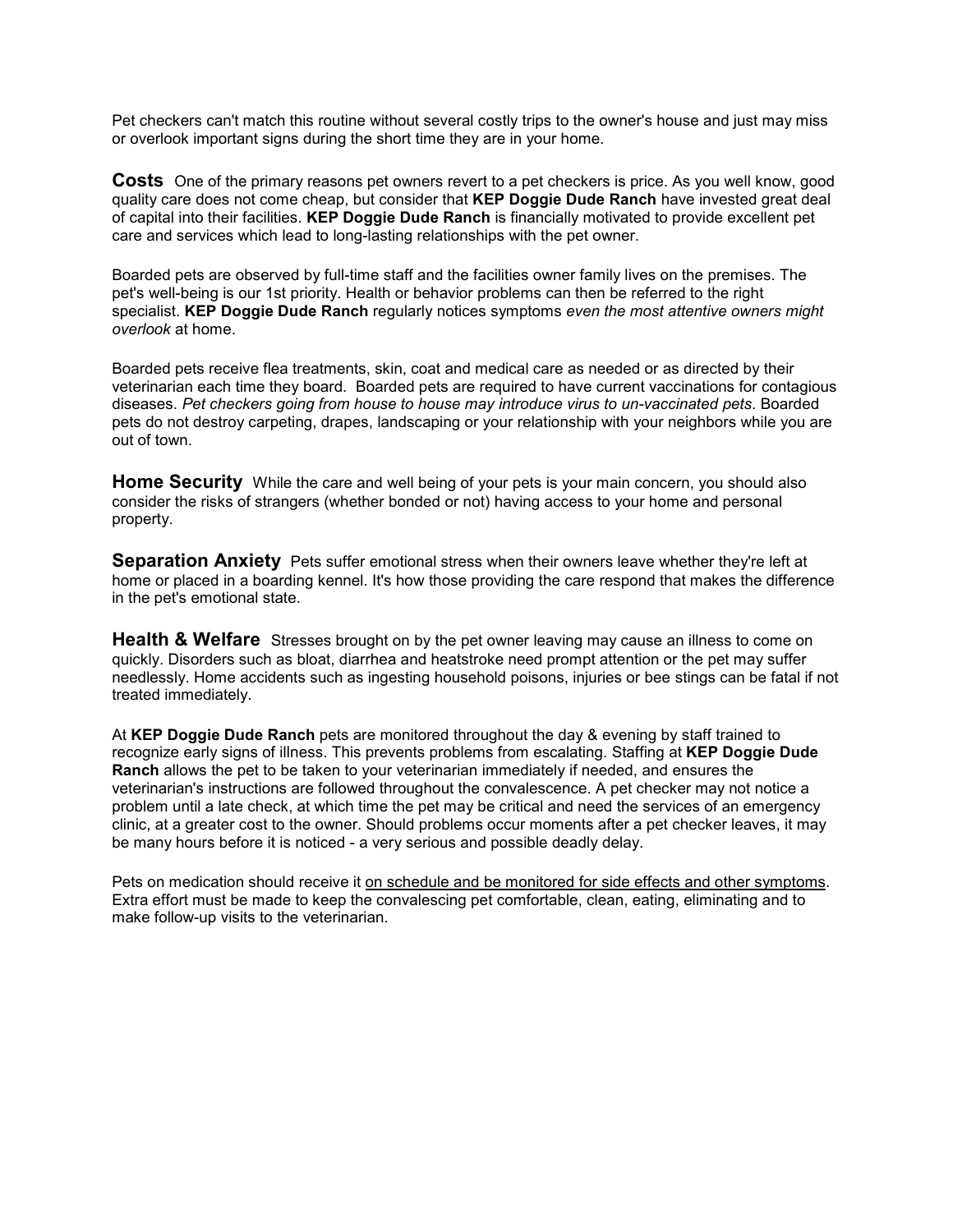Pet checkers can't match this routine without several costly trips to the owner's house and just may miss or overlook important signs during the short time they are in your home.

**Costs** One of the primary reasons pet owners revert to a pet checkers is price. As you well know, good quality care does not come cheap, but consider that **KEP Doggie Dude Ranch** have invested great deal of capital into their facilities. **KEP Doggie Dude Ranch** is financially motivated to provide excellent pet care and services which lead to long-lasting relationships with the pet owner.

Boarded pets are observed by full-time staff and the facilities owner family lives on the premises. The pet's well-being is our 1st priority. Health or behavior problems can then be referred to the right specialist. **KEP Doggie Dude Ranch** regularly notices symptoms *even the most attentive owners might overlook* at home.

Boarded pets receive flea treatments, skin, coat and medical care as needed or as directed by their veterinarian each time they board. Boarded pets are required to have current vaccinations for contagious diseases. *Pet checkers going from house to house may introduce virus to un-vaccinated pets*. Boarded pets do not destroy carpeting, drapes, landscaping or your relationship with your neighbors while you are out of town.

**Home Security** While the care and well being of your pets is your main concern, you should also consider the risks of strangers (whether bonded or not) having access to your home and personal property.

**Separation Anxiety** Pets suffer emotional stress when their owners leave whether they're left at home or placed in a boarding kennel. It's how those providing the care respond that makes the difference in the pet's emotional state.

**Health & Welfare** Stresses brought on by the pet owner leaving may cause an illness to come on quickly. Disorders such as bloat, diarrhea and heatstroke need prompt attention or the pet may suffer needlessly. Home accidents such as ingesting household poisons, injuries or bee stings can be fatal if not treated immediately.

At **KEP Doggie Dude Ranch** pets are monitored throughout the day & evening by staff trained to recognize early signs of illness. This prevents problems from escalating. Staffing at **KEP Doggie Dude Ranch** allows the pet to be taken to your veterinarian immediately if needed, and ensures the veterinarian's instructions are followed throughout the convalescence. A pet checker may not notice a problem until a late check, at which time the pet may be critical and need the services of an emergency clinic, at a greater cost to the owner. Should problems occur moments after a pet checker leaves, it may be many hours before it is noticed - a very serious and possible deadly delay.

Pets on medication should receive it on schedule and be monitored for side effects and other symptoms. Extra effort must be made to keep the convalescing pet comfortable, clean, eating, eliminating and to make follow-up visits to the veterinarian.